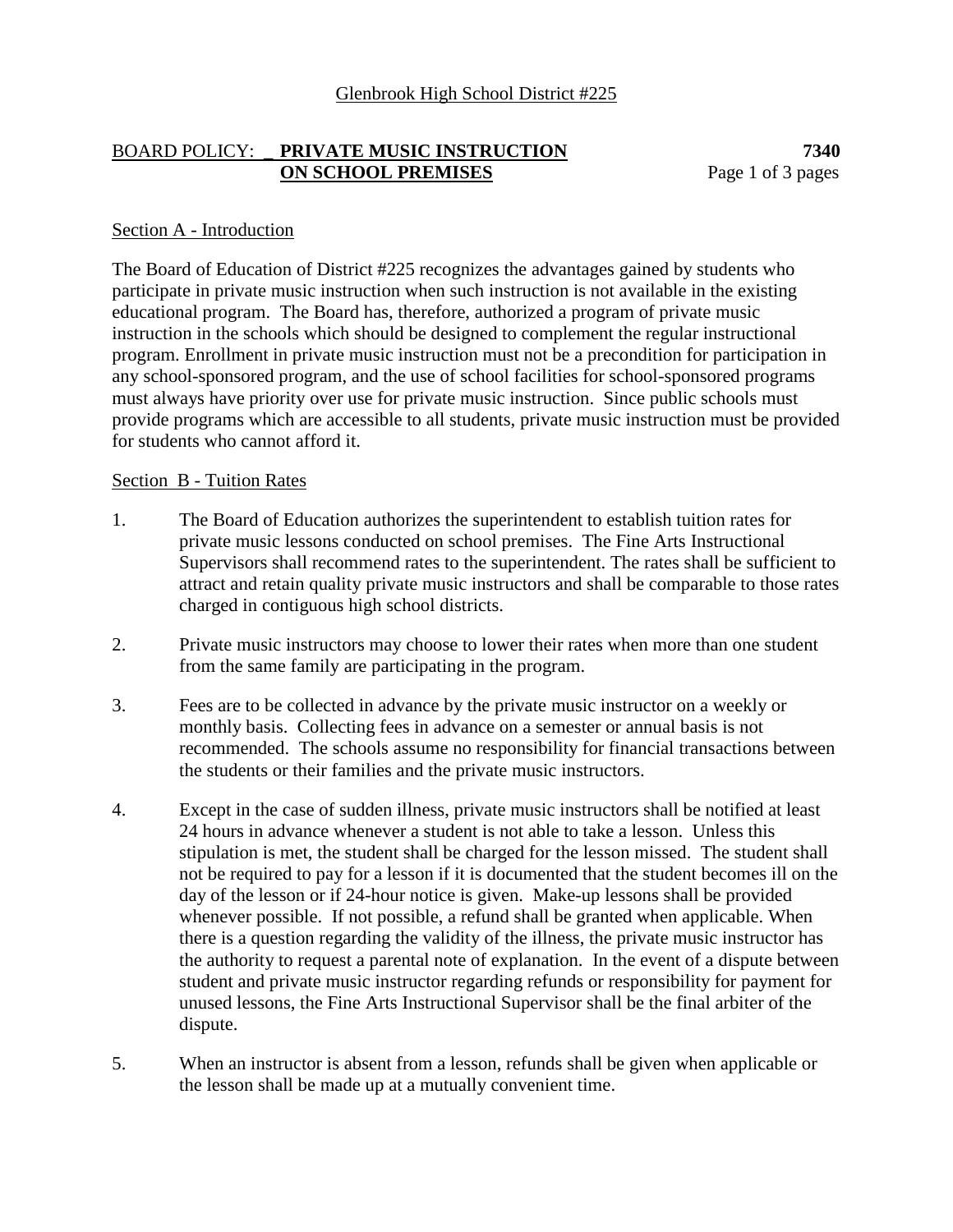Glenbrook High School District #225

## BOARD POLICY: PRIVATE MUSIC INSTRUCTION ON SCHOOL PREMISES — 7340

### Section A - Introduction

The Board of Education of District #225 recognizes the advantages gained by students who participate in private music instruction when such instruction is not available in the existing educational program. The Board has, therefore, authorized a program of private music instruction in the schools which should be designed to complement the regular instructional program. Enrollment in private music instruction must not be a precondition for participation in any school-sponsored program, and the use of school facilities for school-sponsored programs must always have priority over use for private music instruction. Since public schools must provide programs which are accessible to all students, private music instruction must be provided for students who cannot afford it.

### Section B - Tuition Rates

1. The Board of Education authorizes the superintendent to establish tuition rates for private music lessons conducted on school premises. The Fine Arts Instructional Supervisors shall recommend rates to the superintendent. The rates shall be sufficient to attract and retain quality private music instructors and shall be comparable to those rates charged in contiguous high school districts.

2. Private music instructors may choose to lower their rates when more than one student from the same family are participating in the program.

3. Fees are to be collected in advance by the private music instructor on a weekly or monthly basis. Collecting fees in advance on a semester or annual basis is not recommended. The schools assume no responsibility for financial transactions between the students or their families and the private music instructors.

4. Except in the case of sudden illness, private music instructors shall be notified at least 24 hours in advance whenever a student is not able to take a lesson. Unless this stipulation is met, the student shall be charged for the lesson missed. The student shall not be required to pay for a lesson if it is documented that the student becomes ill on the day of the lesson or if 24-hour notice is given. Make-up lessons shall be provided whenever possible. If not possible, a refund shall be granted when applicable. When there is a question regarding the validity of the illness, the private music instructor has the authority to request a parental note of explanation. In the event of a dispute between student and private music instructor regarding refunds or responsibility for payment for unused lessons, the Fine Arts Instructional Supervisor shall be the final arbiter of the dispute.

5. When an instructor is absent from a lesson, refunds shall be given when applicable or the lesson shall be made up at a mutually convenient time.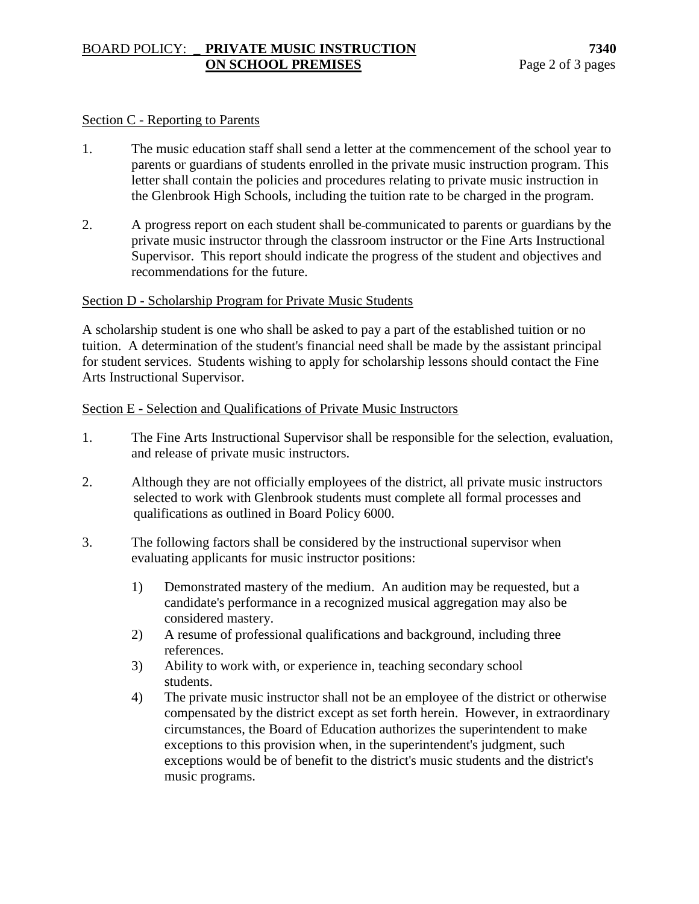Section C - Reporting to Parents

1. The music education staff shall send a letter at the commencement of the school year to parents or guardians of students enrolled in the private music instruction program. This letter shall contain the policies and procedures relating to private music instruction in the Glenbrook High Schools, including the tuition rate to be charged in the program.

2. A progress report on each student shall be communicated to parents or guardians by the private music instructor through the classroom instructor or the Fine Arts Instructional Supervisor. This report should indicate the progress of the student and objectives and recommendations for the future.

Section D - Scholarship Program for Private Music Students

A scholarship student is one who shall be asked to pay a part of the established tuition or no tuition. A determination of the student's financial need shall be made by the assistant principal for student services. Students wishing to apply for scholarship lessons should contact the Fine Arts Instructional Supervisor.

Section E - Selection and Qualifications of Private Music Instructors

1. The Fine Arts Instructional Supervisor shall be responsible for the selection, evaluation, and release of private music instructors.

2. Although they are not officially employees of the district, all private music instructors selected to work with Glenbrook students must complete all formal processes and qualifications as outlined in Board Policy 6000.

3. The following factors shall be considered by the instructional supervisor when evaluating applicants for music instructor positions:

   1) Demonstrated mastery of the medium. An audition may be requested, but a candidate's performance in a recognized musical aggregation may also be considered mastery.
   2) A resume of professional qualifications and background, including three references.
   3) Ability to work with, or experience in, teaching secondary school students.
   4) The private music instructor shall not be an employee of the district or otherwise compensated by the district except as set forth herein. However, in extraordinary circumstances, the Board of Education authorizes the superintendent to make exceptions to this provision when, in the superintendent's judgment, such exceptions would be of benefit to the district's music students and the district's music programs.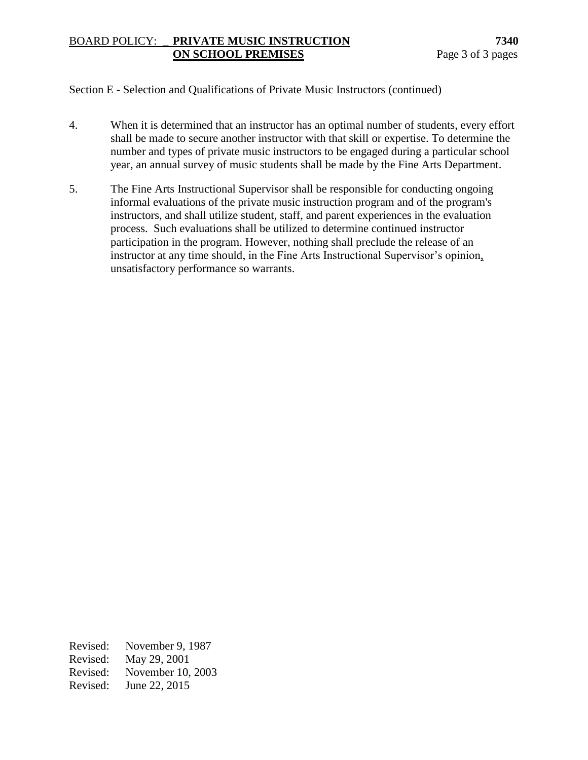Section E - Selection and Qualifications of Private Music Instructors (continued)

4. When it is determined that an instructor has an optimal number of students, every effort shall be made to secure another instructor with that skill or expertise. To determine the number and types of private music instructors to be engaged during a particular school year, an annual survey of music students shall be made by the Fine Arts Department.

5. The Fine Arts Instructional Supervisor shall be responsible for conducting ongoing informal evaluations of the private music instruction program and of the program's instructors, and shall utilize student, staff, and parent experiences in the evaluation process. Such evaluations shall be utilized to determine continued instructor participation in the program. However, nothing shall preclude the release of an instructor at any time should, in the Fine Arts Instructional Supervisor's opinion, unsatisfactory performance so warrants.

Revised: November 9, 1987
Revised: May 29, 2001
Revised: November 10, 2003
Revised: June 22, 2015